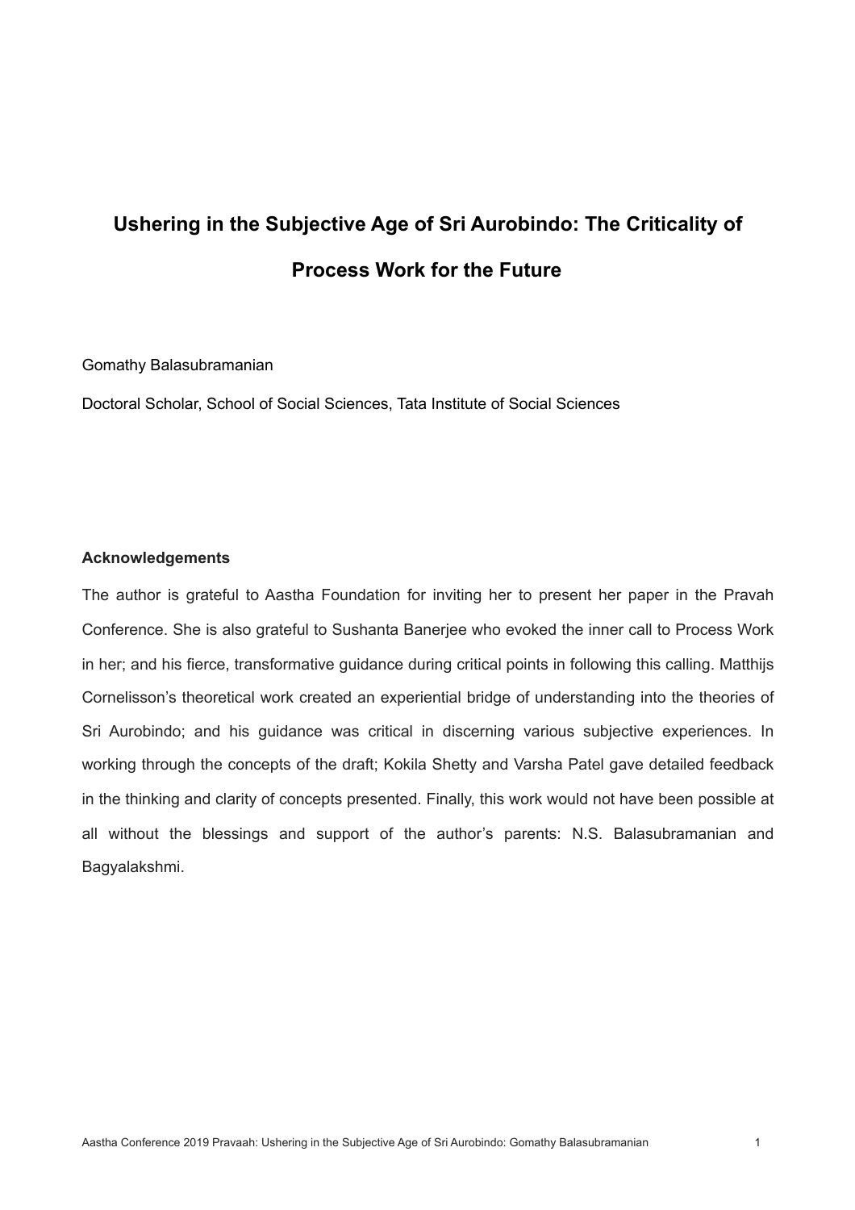# Ushering in the Subjective Age of Sri Aurobindo: The Criticality of Process Work for the Future

Gomathy Balasubramanian

Doctoral Scholar, School of Social Sciences, Tata Institute of Social Sciences

**Acknowledgements**

The author is grateful to Aastha Foundation for inviting her to present her paper in the Pravah Conference. She is also grateful to Sushanta Banerjee who evoked the inner call to Process Work in her; and his fierce, transformative guidance during critical points in following this calling. Matthijs Cornelisson's theoretical work created an experiential bridge of understanding into the theories of Sri Aurobindo; and his guidance was critical in discerning various subjective experiences. In working through the concepts of the draft; Kokila Shetty and Varsha Patel gave detailed feedback in the thinking and clarity of concepts presented. Finally, this work would not have been possible at all without the blessings and support of the author's parents: N.S. Balasubramanian and Bagyalakshmi.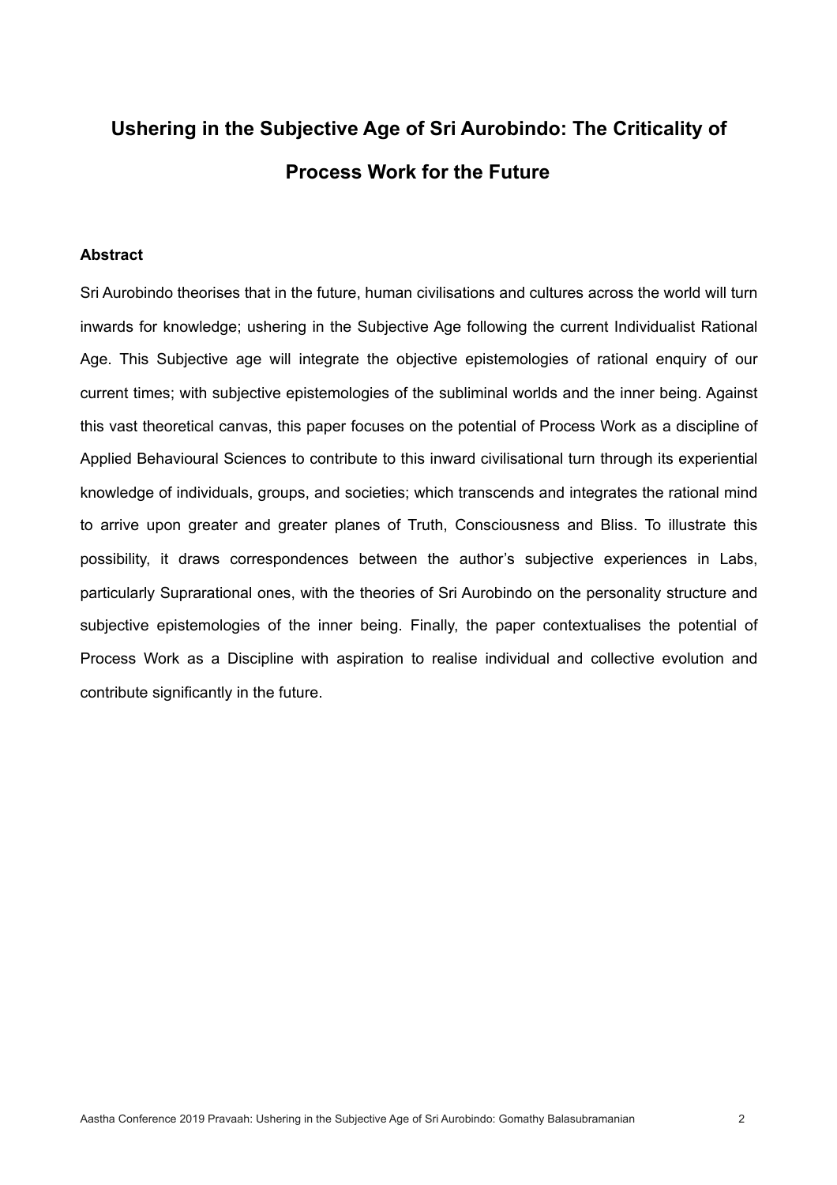# Ushering in the Subjective Age of Sri Aurobindo: The Criticality of Process Work for the Future

## Abstract

Sri Aurobindo theorises that in the future, human civilisations and cultures across the world will turn inwards for knowledge; ushering in the Subjective Age following the current Individualist Rational Age. This Subjective age will integrate the objective epistemologies of rational enquiry of our current times; with subjective epistemologies of the subliminal worlds and the inner being. Against this vast theoretical canvas, this paper focuses on the potential of Process Work as a discipline of Applied Behavioural Sciences to contribute to this inward civilisational turn through its experiential knowledge of individuals, groups, and societies; which transcends and integrates the rational mind to arrive upon greater and greater planes of Truth, Consciousness and Bliss. To illustrate this possibility, it draws correspondences between the author's subjective experiences in Labs, particularly Suprarational ones, with the theories of Sri Aurobindo on the personality structure and subjective epistemologies of the inner being. Finally, the paper contextualises the potential of Process Work as a Discipline with aspiration to realise individual and collective evolution and contribute significantly in the future.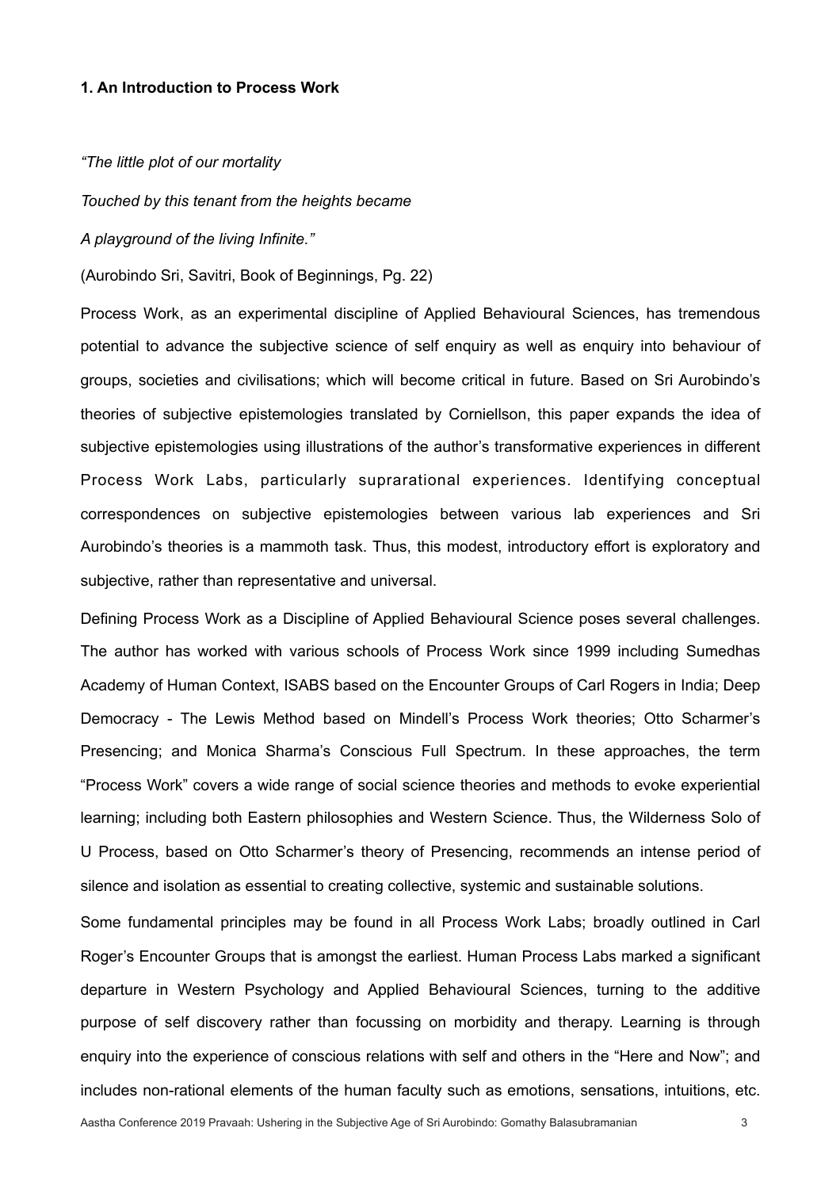### 1. An Introduction to Process Work

*"The little plot of our mortality*

*Touched by this tenant from the heights became*

*A playground of the living Infinite."*

(Aurobindo Sri, Savitri, Book of Beginnings, Pg. 22)

Process Work, as an experimental discipline of Applied Behavioural Sciences, has tremendous potential to advance the subjective science of self enquiry as well as enquiry into behaviour of groups, societies and civilisations; which will become critical in future. Based on Sri Aurobindo's theories of subjective epistemologies translated by Corniellson, this paper expands the idea of subjective epistemologies using illustrations of the author's transformative experiences in different Process Work Labs, particularly suprarational experiences. Identifying conceptual correspondences on subjective epistemologies between various lab experiences and Sri Aurobindo's theories is a mammoth task. Thus, this modest, introductory effort is exploratory and subjective, rather than representative and universal.

Defining Process Work as a Discipline of Applied Behavioural Science poses several challenges. The author has worked with various schools of Process Work since 1999 including Sumedhas Academy of Human Context, ISABS based on the Encounter Groups of Carl Rogers in India; Deep Democracy - The Lewis Method based on Mindell's Process Work theories; Otto Scharmer's Presencing; and Monica Sharma's Conscious Full Spectrum. In these approaches, the term "Process Work" covers a wide range of social science theories and methods to evoke experiential learning; including both Eastern philosophies and Western Science. Thus, the Wilderness Solo of U Process, based on Otto Scharmer's theory of Presencing, recommends an intense period of silence and isolation as essential to creating collective, systemic and sustainable solutions.

Some fundamental principles may be found in all Process Work Labs; broadly outlined in Carl Roger's Encounter Groups that is amongst the earliest. Human Process Labs marked a significant departure in Western Psychology and Applied Behavioural Sciences, turning to the additive purpose of self discovery rather than focussing on morbidity and therapy. Learning is through enquiry into the experience of conscious relations with self and others in the "Here and Now"; and includes non-rational elements of the human faculty such as emotions, sensations, intuitions, etc.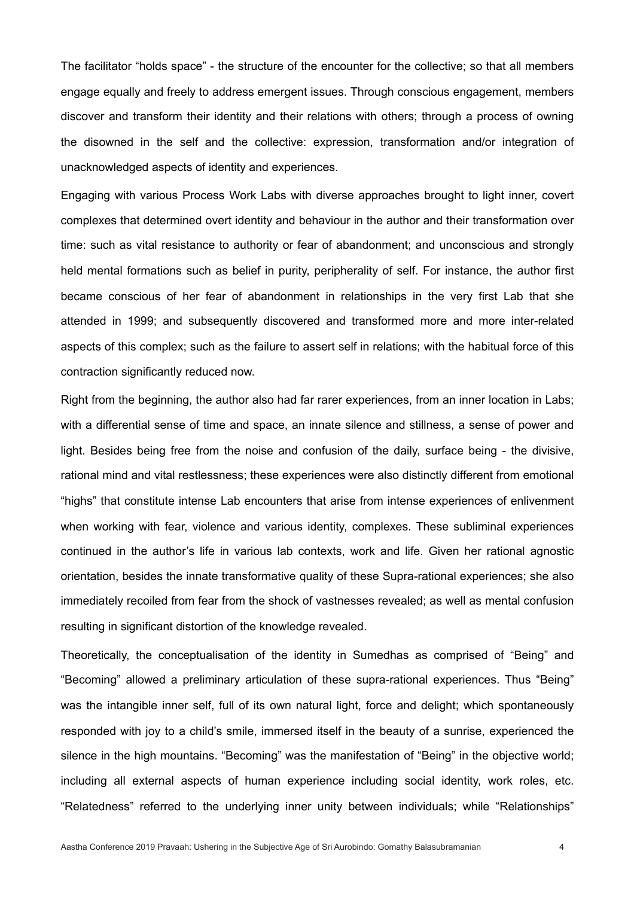The facilitator "holds space" - the structure of the encounter for the collective; so that all members engage equally and freely to address emergent issues. Through conscious engagement, members discover and transform their identity and their relations with others; through a process of owning the disowned in the self and the collective: expression, transformation and/or integration of unacknowledged aspects of identity and experiences.

Engaging with various Process Work Labs with diverse approaches brought to light inner, covert complexes that determined overt identity and behaviour in the author and their transformation over time: such as vital resistance to authority or fear of abandonment; and unconscious and strongly held mental formations such as belief in purity, peripherality of self. For instance, the author first became conscious of her fear of abandonment in relationships in the very first Lab that she attended in 1999; and subsequently discovered and transformed more and more inter-related aspects of this complex; such as the failure to assert self in relations; with the habitual force of this contraction significantly reduced now.

Right from the beginning, the author also had far rarer experiences, from an inner location in Labs; with a differential sense of time and space, an innate silence and stillness, a sense of power and light. Besides being free from the noise and confusion of the daily, surface being - the divisive, rational mind and vital restlessness; these experiences were also distinctly different from emotional "highs" that constitute intense Lab encounters that arise from intense experiences of enlivenment when working with fear, violence and various identity, complexes. These subliminal experiences continued in the author's life in various lab contexts, work and life. Given her rational agnostic orientation, besides the innate transformative quality of these Supra-rational experiences; she also immediately recoiled from fear from the shock of vastnesses revealed; as well as mental confusion resulting in significant distortion of the knowledge revealed.

Theoretically, the conceptualisation of the identity in Sumedhas as comprised of "Being" and "Becoming" allowed a preliminary articulation of these supra-rational experiences. Thus "Being" was the intangible inner self, full of its own natural light, force and delight; which spontaneously responded with joy to a child's smile, immersed itself in the beauty of a sunrise, experienced the silence in the high mountains. "Becoming" was the manifestation of "Being" in the objective world; including all external aspects of human experience including social identity, work roles, etc. "Relatedness" referred to the underlying inner unity between individuals; while "Relationships"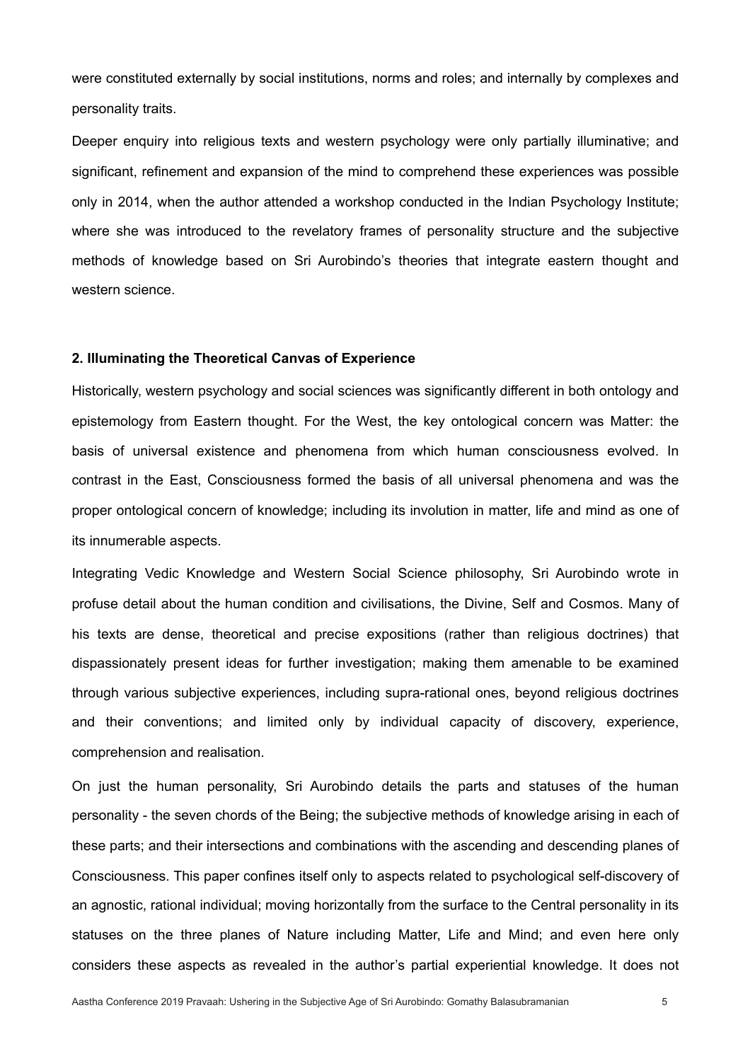were constituted externally by social institutions, norms and roles; and internally by complexes and personality traits.

Deeper enquiry into religious texts and western psychology were only partially illuminative; and significant, refinement and expansion of the mind to comprehend these experiences was possible only in 2014, when the author attended a workshop conducted in the Indian Psychology Institute; where she was introduced to the revelatory frames of personality structure and the subjective methods of knowledge based on Sri Aurobindo's theories that integrate eastern thought and western science.

## 2. Illuminating the Theoretical Canvas of Experience

Historically, western psychology and social sciences was significantly different in both ontology and epistemology from Eastern thought. For the West, the key ontological concern was Matter: the basis of universal existence and phenomena from which human consciousness evolved. In contrast in the East, Consciousness formed the basis of all universal phenomena and was the proper ontological concern of knowledge; including its involution in matter, life and mind as one of its innumerable aspects.

Integrating Vedic Knowledge and Western Social Science philosophy, Sri Aurobindo wrote in profuse detail about the human condition and civilisations, the Divine, Self and Cosmos. Many of his texts are dense, theoretical and precise expositions (rather than religious doctrines) that dispassionately present ideas for further investigation; making them amenable to be examined through various subjective experiences, including supra-rational ones, beyond religious doctrines and their conventions; and limited only by individual capacity of discovery, experience, comprehension and realisation.

On just the human personality, Sri Aurobindo details the parts and statuses of the human personality - the seven chords of the Being; the subjective methods of knowledge arising in each of these parts; and their intersections and combinations with the ascending and descending planes of Consciousness. This paper confines itself only to aspects related to psychological self-discovery of an agnostic, rational individual; moving horizontally from the surface to the Central personality in its statuses on the three planes of Nature including Matter, Life and Mind; and even here only considers these aspects as revealed in the author's partial experiential knowledge. It does not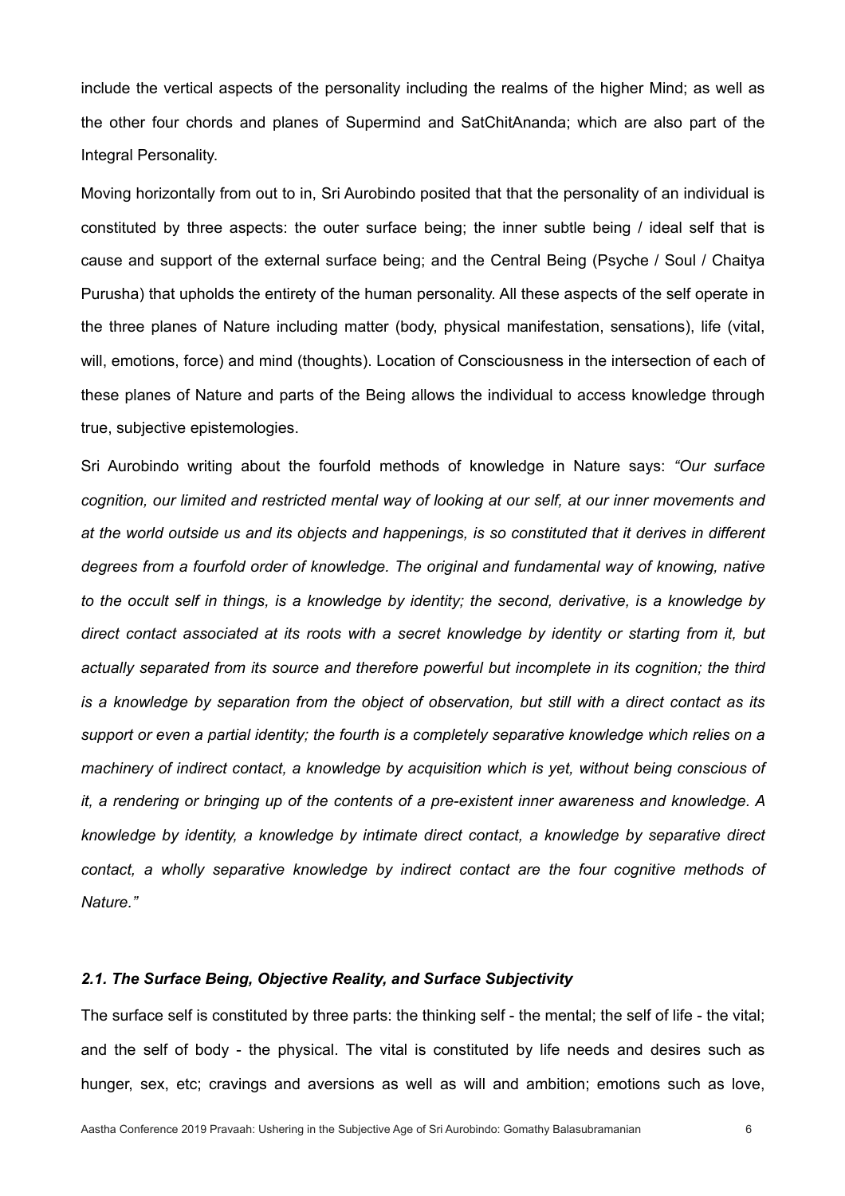include the vertical aspects of the personality including the realms of the higher Mind; as well as the other four chords and planes of Supermind and SatChitAnanda; which are also part of the Integral Personality.

Moving horizontally from out to in, Sri Aurobindo posited that that the personality of an individual is constituted by three aspects: the outer surface being; the inner subtle being / ideal self that is cause and support of the external surface being; and the Central Being (Psyche / Soul / Chaitya Purusha) that upholds the entirety of the human personality. All these aspects of the self operate in the three planes of Nature including matter (body, physical manifestation, sensations), life (vital, will, emotions, force) and mind (thoughts). Location of Consciousness in the intersection of each of these planes of Nature and parts of the Being allows the individual to access knowledge through true, subjective epistemologies.

Sri Aurobindo writing about the fourfold methods of knowledge in Nature says: *"Our surface cognition, our limited and restricted mental way of looking at our self, at our inner movements and at the world outside us and its objects and happenings, is so constituted that it derives in different degrees from a fourfold order of knowledge. The original and fundamental way of knowing, native to the occult self in things, is a knowledge by identity; the second, derivative, is a knowledge by direct contact associated at its roots with a secret knowledge by identity or starting from it, but actually separated from its source and therefore powerful but incomplete in its cognition; the third is a knowledge by separation from the object of observation, but still with a direct contact as its support or even a partial identity; the fourth is a completely separative knowledge which relies on a machinery of indirect contact, a knowledge by acquisition which is yet, without being conscious of it, a rendering or bringing up of the contents of a pre-existent inner awareness and knowledge. A knowledge by identity, a knowledge by intimate direct contact, a knowledge by separative direct contact, a wholly separative knowledge by indirect contact are the four cognitive methods of Nature."*

### *2.1. The Surface Being, Objective Reality, and Surface Subjectivity*

The surface self is constituted by three parts: the thinking self - the mental; the self of life - the vital; and the self of body - the physical. The vital is constituted by life needs and desires such as hunger, sex, etc; cravings and aversions as well as will and ambition; emotions such as love,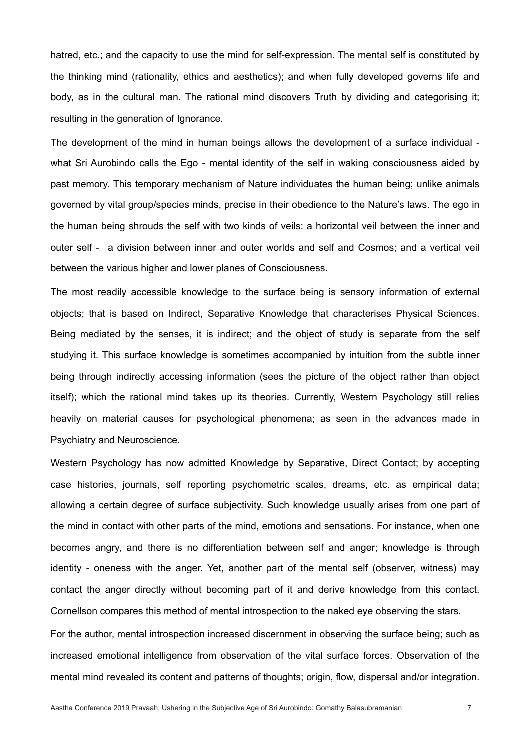hatred, etc.; and the capacity to use the mind for self-expression. The mental self is constituted by the thinking mind (rationality, ethics and aesthetics); and when fully developed governs life and body, as in the cultural man. The rational mind discovers Truth by dividing and categorising it; resulting in the generation of Ignorance.

The development of the mind in human beings allows the development of a surface individual - what Sri Aurobindo calls the Ego - mental identity of the self in waking consciousness aided by past memory. This temporary mechanism of Nature individuates the human being; unlike animals governed by vital group/species minds, precise in their obedience to the Nature's laws. The ego in the human being shrouds the self with two kinds of veils: a horizontal veil between the inner and outer self - a division between inner and outer worlds and self and Cosmos; and a vertical veil between the various higher and lower planes of Consciousness.

The most readily accessible knowledge to the surface being is sensory information of external objects; that is based on Indirect, Separative Knowledge that characterises Physical Sciences. Being mediated by the senses, it is indirect; and the object of study is separate from the self studying it. This surface knowledge is sometimes accompanied by intuition from the subtle inner being through indirectly accessing information (sees the picture of the object rather than object itself); which the rational mind takes up its theories. Currently, Western Psychology still relies heavily on material causes for psychological phenomena; as seen in the advances made in Psychiatry and Neuroscience.

Western Psychology has now admitted Knowledge by Separative, Direct Contact; by accepting case histories, journals, self reporting psychometric scales, dreams, etc. as empirical data; allowing a certain degree of surface subjectivity. Such knowledge usually arises from one part of the mind in contact with other parts of the mind, emotions and sensations. For instance, when one becomes angry, and there is no differentiation between self and anger; knowledge is through identity - oneness with the anger. Yet, another part of the mental self (observer, witness) may contact the anger directly without becoming part of it and derive knowledge from this contact. Cornellson compares this method of mental introspection to the naked eye observing the stars.

For the author, mental introspection increased discernment in observing the surface being; such as increased emotional intelligence from observation of the vital surface forces. Observation of the mental mind revealed its content and patterns of thoughts; origin, flow, dispersal and/or integration.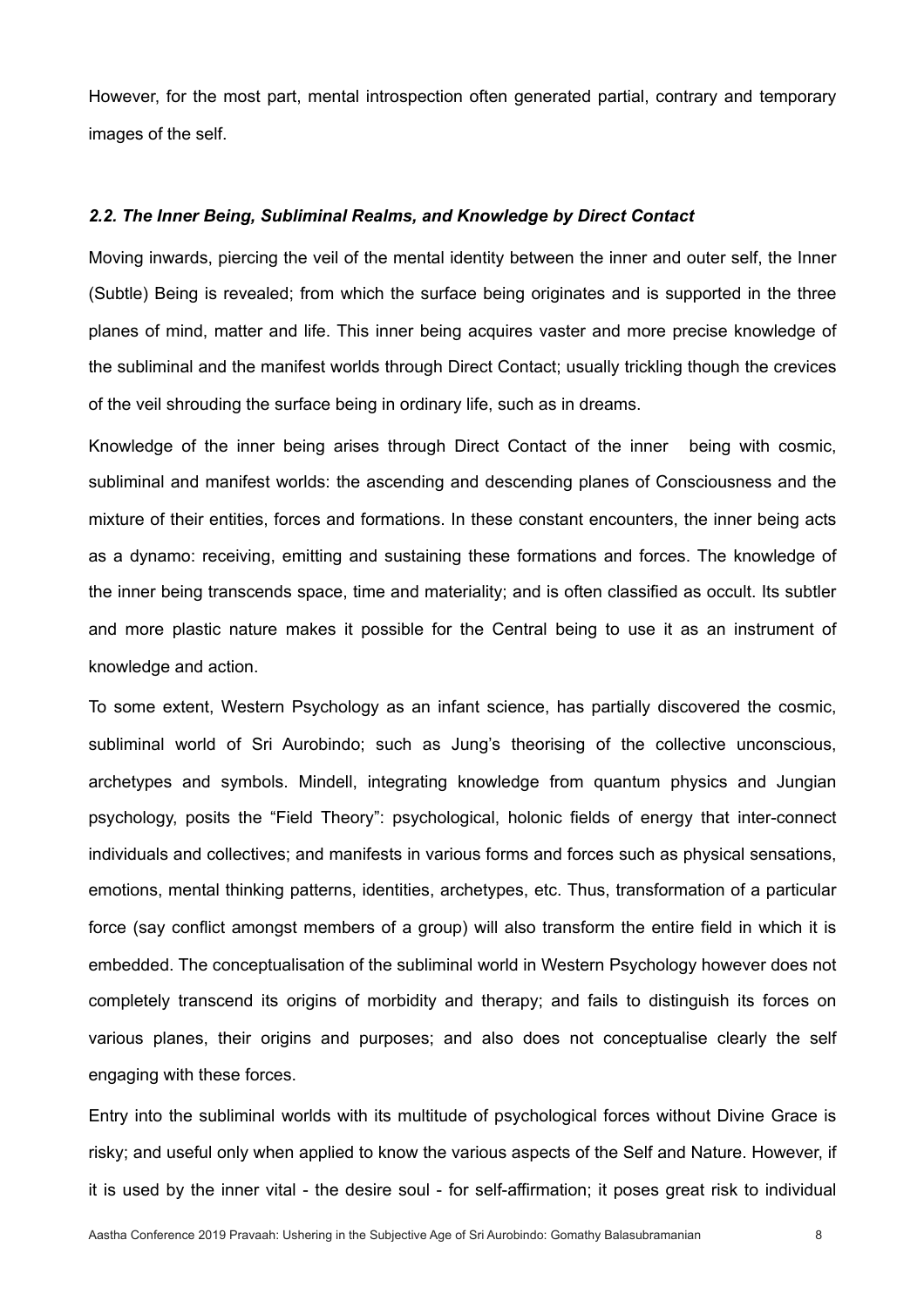However, for the most part, mental introspection often generated partial, contrary and temporary images of the self.

### *2.2. The Inner Being, Subliminal Realms, and Knowledge by Direct Contact*

Moving inwards, piercing the veil of the mental identity between the inner and outer self, the Inner (Subtle) Being is revealed; from which the surface being originates and is supported in the three planes of mind, matter and life. This inner being acquires vaster and more precise knowledge of the subliminal and the manifest worlds through Direct Contact; usually trickling though the crevices of the veil shrouding the surface being in ordinary life, such as in dreams.

Knowledge of the inner being arises through Direct Contact of the inner being with cosmic, subliminal and manifest worlds: the ascending and descending planes of Consciousness and the mixture of their entities, forces and formations. In these constant encounters, the inner being acts as a dynamo: receiving, emitting and sustaining these formations and forces. The knowledge of the inner being transcends space, time and materiality; and is often classified as occult. Its subtler and more plastic nature makes it possible for the Central being to use it as an instrument of knowledge and action.

To some extent, Western Psychology as an infant science, has partially discovered the cosmic, subliminal world of Sri Aurobindo; such as Jung's theorising of the collective unconscious, archetypes and symbols. Mindell, integrating knowledge from quantum physics and Jungian psychology, posits the "Field Theory": psychological, holonic fields of energy that inter-connect individuals and collectives; and manifests in various forms and forces such as physical sensations, emotions, mental thinking patterns, identities, archetypes, etc. Thus, transformation of a particular force (say conflict amongst members of a group) will also transform the entire field in which it is embedded. The conceptualisation of the subliminal world in Western Psychology however does not completely transcend its origins of morbidity and therapy; and fails to distinguish its forces on various planes, their origins and purposes; and also does not conceptualise clearly the self engaging with these forces.

Entry into the subliminal worlds with its multitude of psychological forces without Divine Grace is risky; and useful only when applied to know the various aspects of the Self and Nature. However, if it is used by the inner vital - the desire soul - for self-affirmation; it poses great risk to individual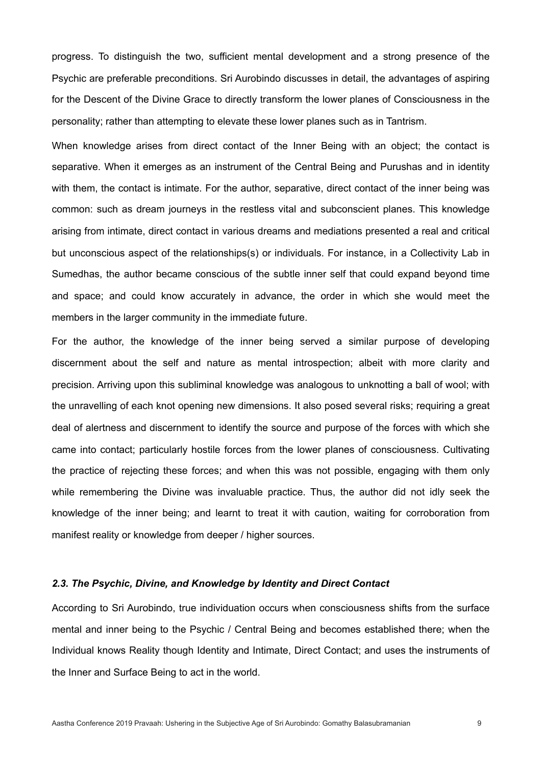progress. To distinguish the two, sufficient mental development and a strong presence of the Psychic are preferable preconditions. Sri Aurobindo discusses in detail, the advantages of aspiring for the Descent of the Divine Grace to directly transform the lower planes of Consciousness in the personality; rather than attempting to elevate these lower planes such as in Tantrism.

When knowledge arises from direct contact of the Inner Being with an object; the contact is separative. When it emerges as an instrument of the Central Being and Purushas and in identity with them, the contact is intimate. For the author, separative, direct contact of the inner being was common: such as dream journeys in the restless vital and subconscient planes. This knowledge arising from intimate, direct contact in various dreams and mediations presented a real and critical but unconscious aspect of the relationships(s) or individuals. For instance, in a Collectivity Lab in Sumedhas, the author became conscious of the subtle inner self that could expand beyond time and space; and could know accurately in advance, the order in which she would meet the members in the larger community in the immediate future.

For the author, the knowledge of the inner being served a similar purpose of developing discernment about the self and nature as mental introspection; albeit with more clarity and precision. Arriving upon this subliminal knowledge was analogous to unknotting a ball of wool; with the unravelling of each knot opening new dimensions. It also posed several risks; requiring a great deal of alertness and discernment to identify the source and purpose of the forces with which she came into contact; particularly hostile forces from the lower planes of consciousness. Cultivating the practice of rejecting these forces; and when this was not possible, engaging with them only while remembering the Divine was invaluable practice. Thus, the author did not idly seek the knowledge of the inner being; and learnt to treat it with caution, waiting for corroboration from manifest reality or knowledge from deeper / higher sources.

### *2.3. The Psychic, Divine, and Knowledge by Identity and Direct Contact*

According to Sri Aurobindo, true individuation occurs when consciousness shifts from the surface mental and inner being to the Psychic / Central Being and becomes established there; when the Individual knows Reality though Identity and Intimate, Direct Contact; and uses the instruments of the Inner and Surface Being to act in the world.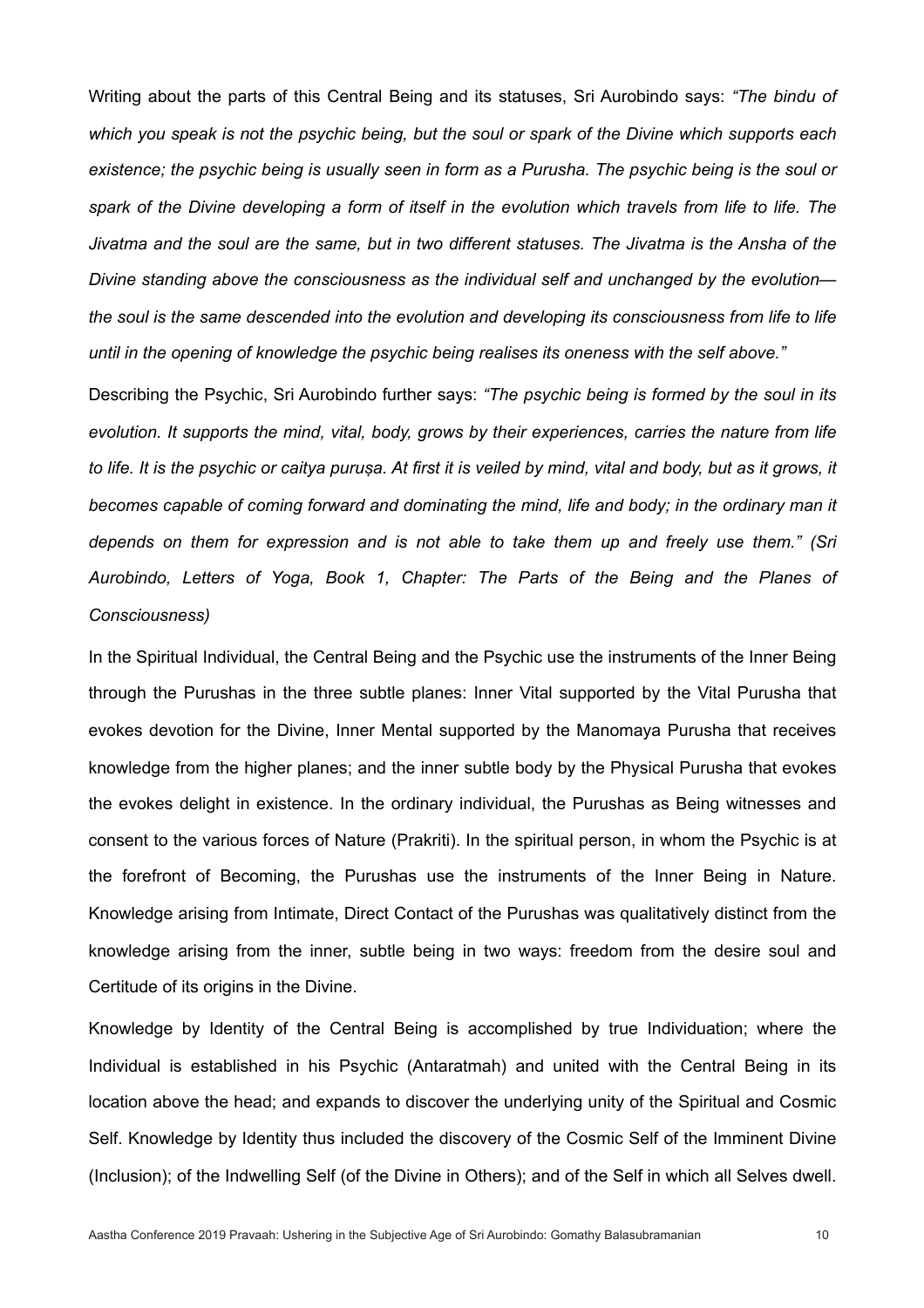Writing about the parts of this Central Being and its statuses, Sri Aurobindo says: *"The bindu of which you speak is not the psychic being, but the soul or spark of the Divine which supports each existence; the psychic being is usually seen in form as a Purusha. The psychic being is the soul or spark of the Divine developing a form of itself in the evolution which travels from life to life. The Jivatma and the soul are the same, but in two different statuses. The Jivatma is the Ansha of the Divine standing above the consciousness as the individual self and unchanged by the evolution—the soul is the same descended into the evolution and developing its consciousness from life to life until in the opening of knowledge the psychic being realises its oneness with the self above."*

Describing the Psychic, Sri Aurobindo further says: *"The psychic being is formed by the soul in its evolution. It supports the mind, vital, body, grows by their experiences, carries the nature from life to life. It is the psychic or caitya puruṣa. At first it is veiled by mind, vital and body, but as it grows, it becomes capable of coming forward and dominating the mind, life and body; in the ordinary man it depends on them for expression and is not able to take them up and freely use them." (Sri Aurobindo, Letters of Yoga, Book 1, Chapter: The Parts of the Being and the Planes of Consciousness)*

In the Spiritual Individual, the Central Being and the Psychic use the instruments of the Inner Being through the Purushas in the three subtle planes: Inner Vital supported by the Vital Purusha that evokes devotion for the Divine, Inner Mental supported by the Manomaya Purusha that receives knowledge from the higher planes; and the inner subtle body by the Physical Purusha that evokes the evokes delight in existence. In the ordinary individual, the Purushas as Being witnesses and consent to the various forces of Nature (Prakriti). In the spiritual person, in whom the Psychic is at the forefront of Becoming, the Purushas use the instruments of the Inner Being in Nature. Knowledge arising from Intimate, Direct Contact of the Purushas was qualitatively distinct from the knowledge arising from the inner, subtle being in two ways: freedom from the desire soul and Certitude of its origins in the Divine.

Knowledge by Identity of the Central Being is accomplished by true Individuation; where the Individual is established in his Psychic (Antaratmah) and united with the Central Being in its location above the head; and expands to discover the underlying unity of the Spiritual and Cosmic Self. Knowledge by Identity thus included the discovery of the Cosmic Self of the Imminent Divine (Inclusion); of the Indwelling Self (of the Divine in Others); and of the Self in which all Selves dwell.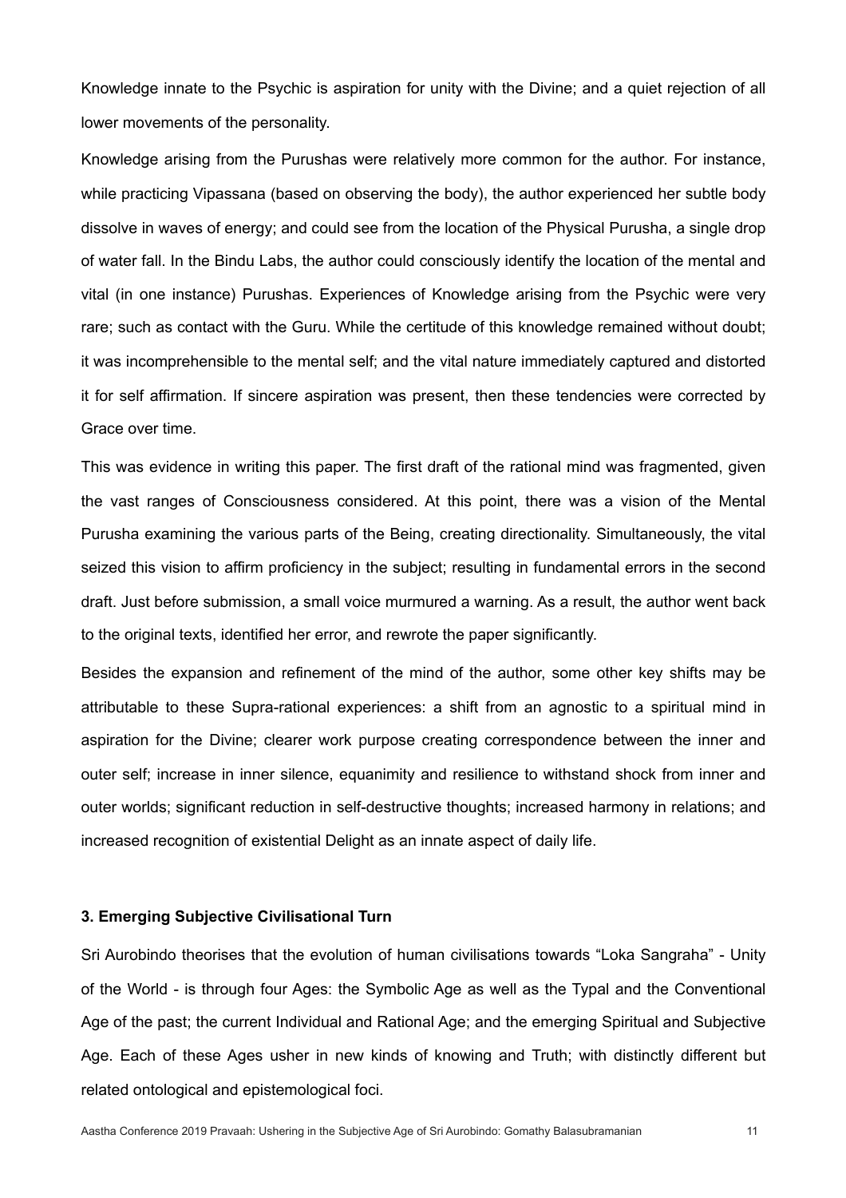Knowledge innate to the Psychic is aspiration for unity with the Divine; and a quiet rejection of all lower movements of the personality.

Knowledge arising from the Purushas were relatively more common for the author. For instance, while practicing Vipassana (based on observing the body), the author experienced her subtle body dissolve in waves of energy; and could see from the location of the Physical Purusha, a single drop of water fall. In the Bindu Labs, the author could consciously identify the location of the mental and vital (in one instance) Purushas. Experiences of Knowledge arising from the Psychic were very rare; such as contact with the Guru. While the certitude of this knowledge remained without doubt; it was incomprehensible to the mental self; and the vital nature immediately captured and distorted it for self affirmation. If sincere aspiration was present, then these tendencies were corrected by Grace over time.

This was evidence in writing this paper. The first draft of the rational mind was fragmented, given the vast ranges of Consciousness considered. At this point, there was a vision of the Mental Purusha examining the various parts of the Being, creating directionality. Simultaneously, the vital seized this vision to affirm proficiency in the subject; resulting in fundamental errors in the second draft. Just before submission, a small voice murmured a warning. As a result, the author went back to the original texts, identified her error, and rewrote the paper significantly.

Besides the expansion and refinement of the mind of the author, some other key shifts may be attributable to these Supra-rational experiences: a shift from an agnostic to a spiritual mind in aspiration for the Divine; clearer work purpose creating correspondence between the inner and outer self; increase in inner silence, equanimity and resilience to withstand shock from inner and outer worlds; significant reduction in self-destructive thoughts; increased harmony in relations; and increased recognition of existential Delight as an innate aspect of daily life.

### 3. Emerging Subjective Civilisational Turn

Sri Aurobindo theorises that the evolution of human civilisations towards "Loka Sangraha" - Unity of the World - is through four Ages: the Symbolic Age as well as the Typal and the Conventional Age of the past; the current Individual and Rational Age; and the emerging Spiritual and Subjective Age. Each of these Ages usher in new kinds of knowing and Truth; with distinctly different but related ontological and epistemological foci.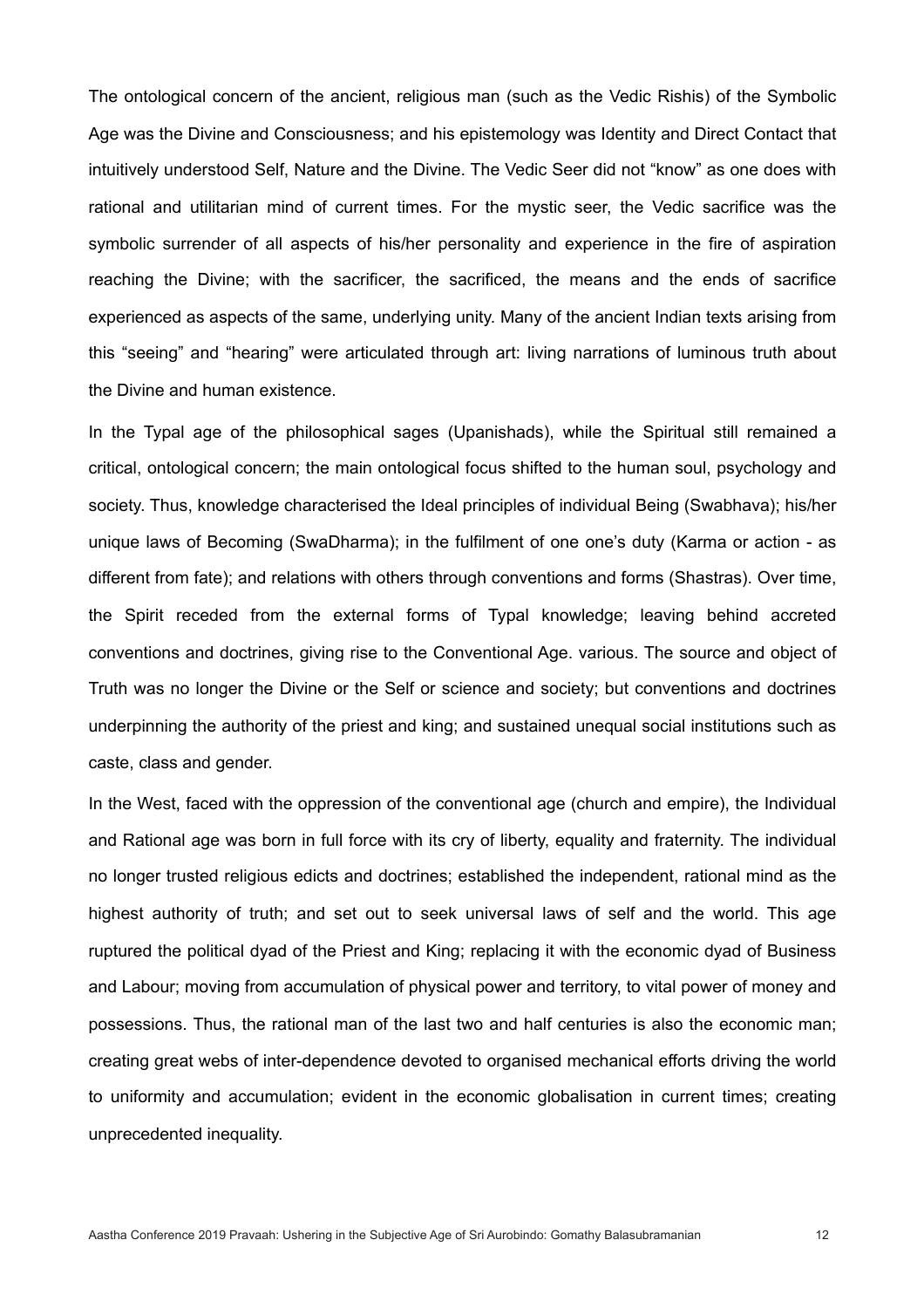The ontological concern of the ancient, religious man (such as the Vedic Rishis) of the Symbolic Age was the Divine and Consciousness; and his epistemology was Identity and Direct Contact that intuitively understood Self, Nature and the Divine. The Vedic Seer did not "know" as one does with rational and utilitarian mind of current times. For the mystic seer, the Vedic sacrifice was the symbolic surrender of all aspects of his/her personality and experience in the fire of aspiration reaching the Divine; with the sacrificer, the sacrificed, the means and the ends of sacrifice experienced as aspects of the same, underlying unity. Many of the ancient Indian texts arising from this "seeing" and "hearing" were articulated through art: living narrations of luminous truth about the Divine and human existence.

In the Typal age of the philosophical sages (Upanishads), while the Spiritual still remained a critical, ontological concern; the main ontological focus shifted to the human soul, psychology and society. Thus, knowledge characterised the Ideal principles of individual Being (Swabhava); his/her unique laws of Becoming (SwaDharma); in the fulfilment of one one's duty (Karma or action - as different from fate); and relations with others through conventions and forms (Shastras). Over time, the Spirit receded from the external forms of Typal knowledge; leaving behind accreted conventions and doctrines, giving rise to the Conventional Age. various. The source and object of Truth was no longer the Divine or the Self or science and society; but conventions and doctrines underpinning the authority of the priest and king; and sustained unequal social institutions such as caste, class and gender.

In the West, faced with the oppression of the conventional age (church and empire), the Individual and Rational age was born in full force with its cry of liberty, equality and fraternity. The individual no longer trusted religious edicts and doctrines; established the independent, rational mind as the highest authority of truth; and set out to seek universal laws of self and the world. This age ruptured the political dyad of the Priest and King; replacing it with the economic dyad of Business and Labour; moving from accumulation of physical power and territory, to vital power of money and possessions. Thus, the rational man of the last two and half centuries is also the economic man; creating great webs of inter-dependence devoted to organised mechanical efforts driving the world to uniformity and accumulation; evident in the economic globalisation in current times; creating unprecedented inequality.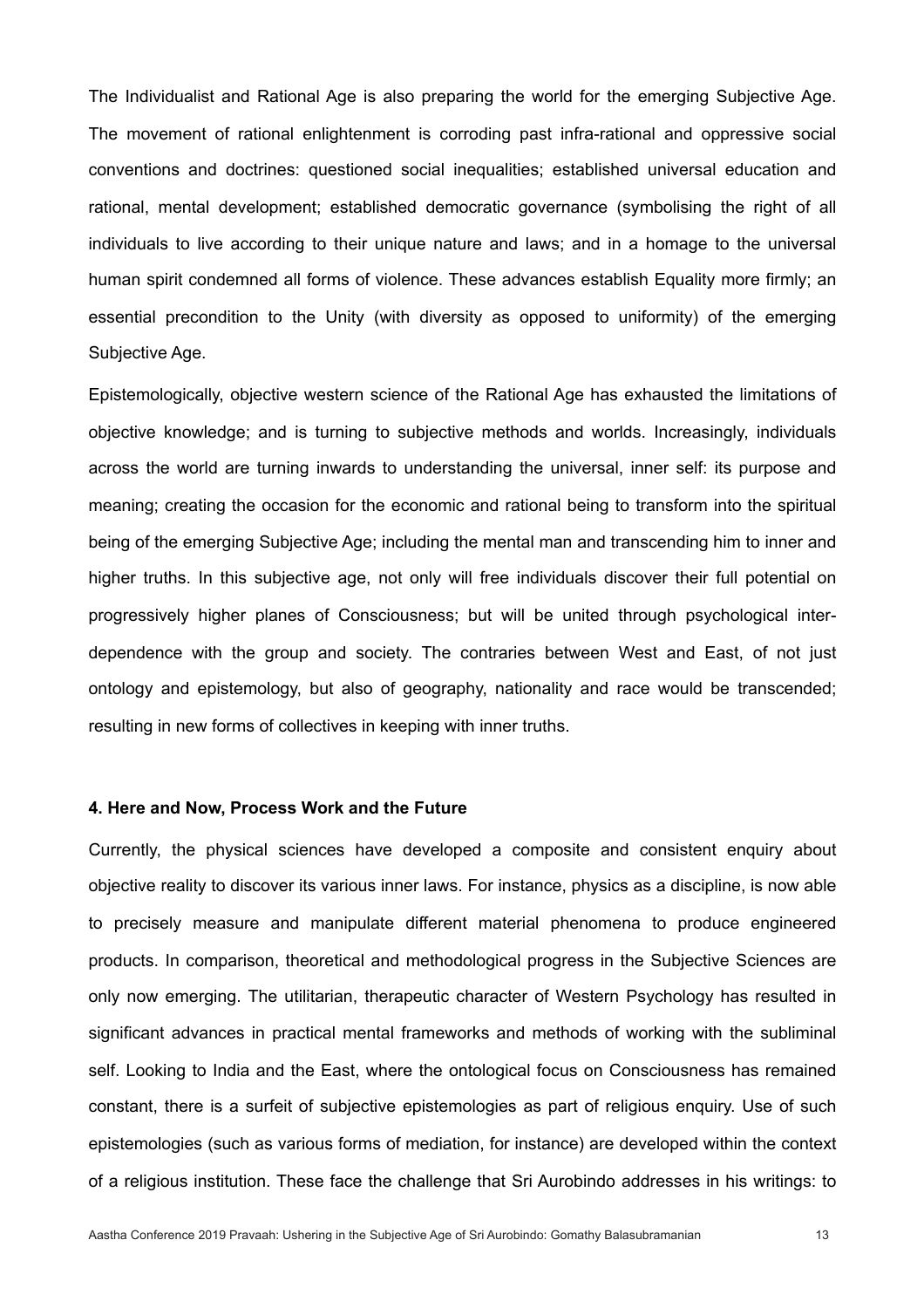The Individualist and Rational Age is also preparing the world for the emerging Subjective Age. The movement of rational enlightenment is corroding past infra-rational and oppressive social conventions and doctrines: questioned social inequalities; established universal education and rational, mental development; established democratic governance (symbolising the right of all individuals to live according to their unique nature and laws; and in a homage to the universal human spirit condemned all forms of violence. These advances establish Equality more firmly; an essential precondition to the Unity (with diversity as opposed to uniformity) of the emerging Subjective Age.

Epistemologically, objective western science of the Rational Age has exhausted the limitations of objective knowledge; and is turning to subjective methods and worlds. Increasingly, individuals across the world are turning inwards to understanding the universal, inner self: its purpose and meaning; creating the occasion for the economic and rational being to transform into the spiritual being of the emerging Subjective Age; including the mental man and transcending him to inner and higher truths. In this subjective age, not only will free individuals discover their full potential on progressively higher planes of Consciousness; but will be united through psychological inter-dependence with the group and society. The contraries between West and East, of not just ontology and epistemology, but also of geography, nationality and race would be transcended; resulting in new forms of collectives in keeping with inner truths.

#### 4. Here and Now, Process Work and the Future

Currently, the physical sciences have developed a composite and consistent enquiry about objective reality to discover its various inner laws. For instance, physics as a discipline, is now able to precisely measure and manipulate different material phenomena to produce engineered products. In comparison, theoretical and methodological progress in the Subjective Sciences are only now emerging. The utilitarian, therapeutic character of Western Psychology has resulted in significant advances in practical mental frameworks and methods of working with the subliminal self. Looking to India and the East, where the ontological focus on Consciousness has remained constant, there is a surfeit of subjective epistemologies as part of religious enquiry. Use of such epistemologies (such as various forms of mediation, for instance) are developed within the context of a religious institution. These face the challenge that Sri Aurobindo addresses in his writings: to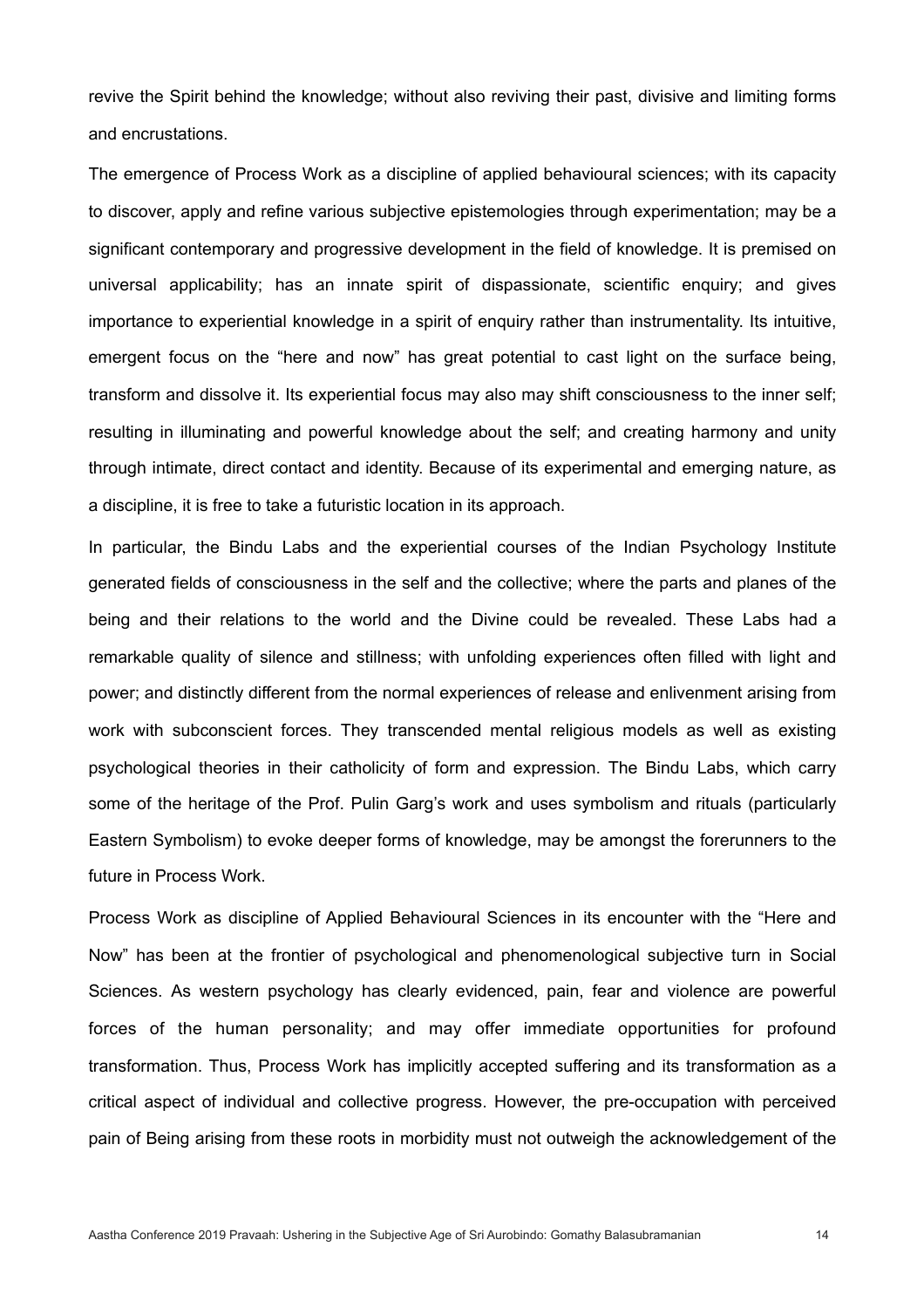revive the Spirit behind the knowledge; without also reviving their past, divisive and limiting forms and encrustations.

The emergence of Process Work as a discipline of applied behavioural sciences; with its capacity to discover, apply and refine various subjective epistemologies through experimentation; may be a significant contemporary and progressive development in the field of knowledge. It is premised on universal applicability; has an innate spirit of dispassionate, scientific enquiry; and gives importance to experiential knowledge in a spirit of enquiry rather than instrumentality. Its intuitive, emergent focus on the "here and now" has great potential to cast light on the surface being, transform and dissolve it. Its experiential focus may also may shift consciousness to the inner self; resulting in illuminating and powerful knowledge about the self; and creating harmony and unity through intimate, direct contact and identity. Because of its experimental and emerging nature, as a discipline, it is free to take a futuristic location in its approach.

In particular, the Bindu Labs and the experiential courses of the Indian Psychology Institute generated fields of consciousness in the self and the collective; where the parts and planes of the being and their relations to the world and the Divine could be revealed. These Labs had a remarkable quality of silence and stillness; with unfolding experiences often filled with light and power; and distinctly different from the normal experiences of release and enlivenment arising from work with subconscient forces. They transcended mental religious models as well as existing psychological theories in their catholicity of form and expression. The Bindu Labs, which carry some of the heritage of the Prof. Pulin Garg's work and uses symbolism and rituals (particularly Eastern Symbolism) to evoke deeper forms of knowledge, may be amongst the forerunners to the future in Process Work.

Process Work as discipline of Applied Behavioural Sciences in its encounter with the "Here and Now" has been at the frontier of psychological and phenomenological subjective turn in Social Sciences. As western psychology has clearly evidenced, pain, fear and violence are powerful forces of the human personality; and may offer immediate opportunities for profound transformation. Thus, Process Work has implicitly accepted suffering and its transformation as a critical aspect of individual and collective progress. However, the pre-occupation with perceived pain of Being arising from these roots in morbidity must not outweigh the acknowledgement of the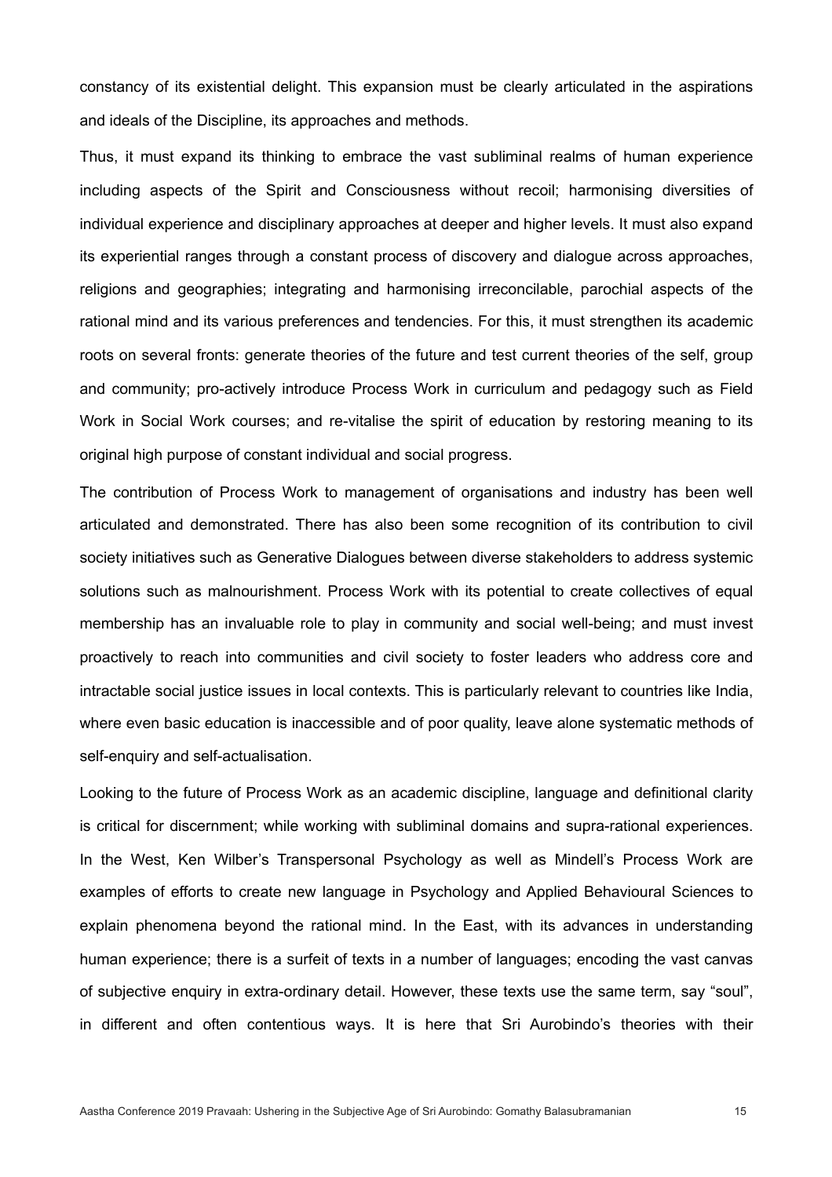constancy of its existential delight. This expansion must be clearly articulated in the aspirations and ideals of the Discipline, its approaches and methods.

Thus, it must expand its thinking to embrace the vast subliminal realms of human experience including aspects of the Spirit and Consciousness without recoil; harmonising diversities of individual experience and disciplinary approaches at deeper and higher levels. It must also expand its experiential ranges through a constant process of discovery and dialogue across approaches, religions and geographies; integrating and harmonising irreconcilable, parochial aspects of the rational mind and its various preferences and tendencies. For this, it must strengthen its academic roots on several fronts: generate theories of the future and test current theories of the self, group and community; pro-actively introduce Process Work in curriculum and pedagogy such as Field Work in Social Work courses; and re-vitalise the spirit of education by restoring meaning to its original high purpose of constant individual and social progress.

The contribution of Process Work to management of organisations and industry has been well articulated and demonstrated. There has also been some recognition of its contribution to civil society initiatives such as Generative Dialogues between diverse stakeholders to address systemic solutions such as malnourishment. Process Work with its potential to create collectives of equal membership has an invaluable role to play in community and social well-being; and must invest proactively to reach into communities and civil society to foster leaders who address core and intractable social justice issues in local contexts. This is particularly relevant to countries like India, where even basic education is inaccessible and of poor quality, leave alone systematic methods of self-enquiry and self-actualisation.

Looking to the future of Process Work as an academic discipline, language and definitional clarity is critical for discernment; while working with subliminal domains and supra-rational experiences. In the West, Ken Wilber's Transpersonal Psychology as well as Mindell's Process Work are examples of efforts to create new language in Psychology and Applied Behavioural Sciences to explain phenomena beyond the rational mind. In the East, with its advances in understanding human experience; there is a surfeit of texts in a number of languages; encoding the vast canvas of subjective enquiry in extra-ordinary detail. However, these texts use the same term, say "soul", in different and often contentious ways. It is here that Sri Aurobindo's theories with their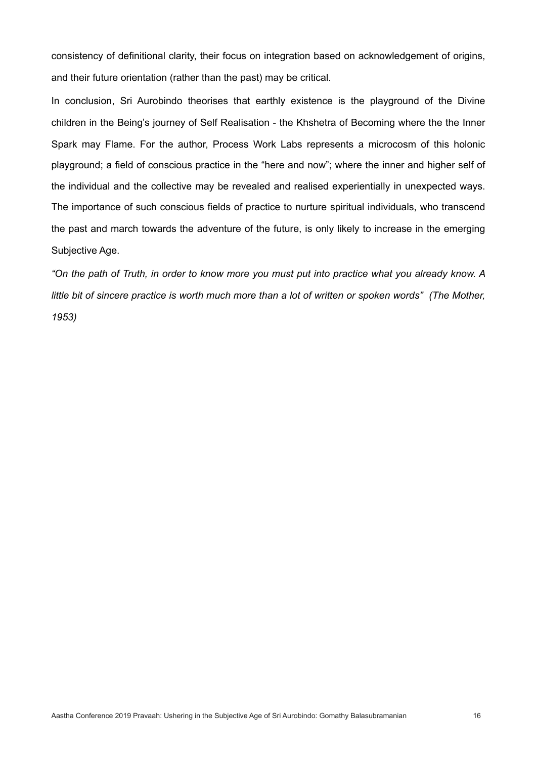consistency of definitional clarity, their focus on integration based on acknowledgement of origins, and their future orientation (rather than the past) may be critical.

In conclusion, Sri Aurobindo theorises that earthly existence is the playground of the Divine children in the Being's journey of Self Realisation - the Khshetra of Becoming where the the Inner Spark may Flame. For the author, Process Work Labs represents a microcosm of this holonic playground; a field of conscious practice in the "here and now"; where the inner and higher self of the individual and the collective may be revealed and realised experientially in unexpected ways. The importance of such conscious fields of practice to nurture spiritual individuals, who transcend the past and march towards the adventure of the future, is only likely to increase in the emerging Subjective Age.

*"On the path of Truth, in order to know more you must put into practice what you already know. A little bit of sincere practice is worth much more than a lot of written or spoken words" (The Mother, 1953)*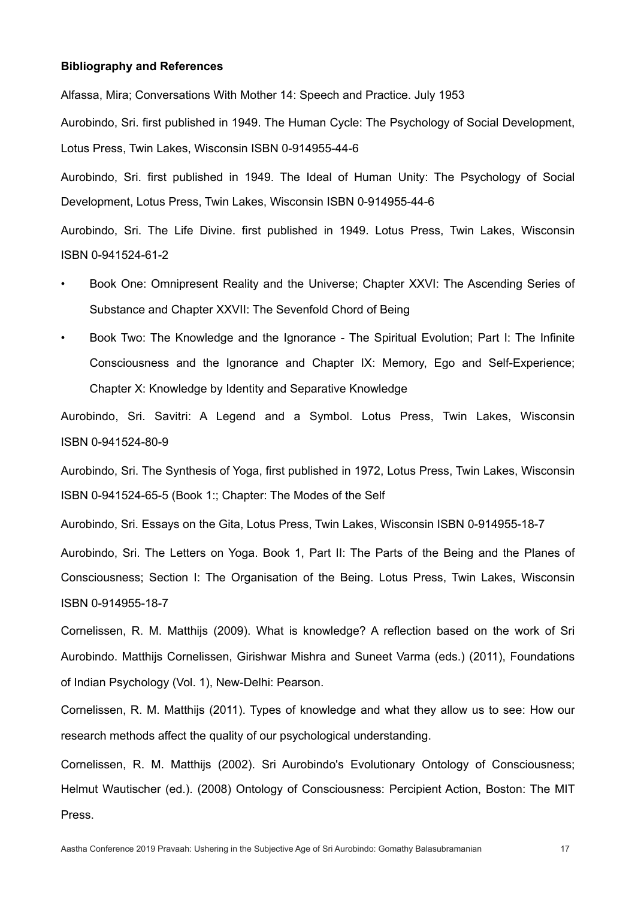**Bibliography and References**

Alfassa, Mira; Conversations With Mother 14: Speech and Practice. July 1953

Aurobindo, Sri. first published in 1949. The Human Cycle: The Psychology of Social Development, Lotus Press, Twin Lakes, Wisconsin ISBN 0-914955-44-6

Aurobindo, Sri. first published in 1949. The Ideal of Human Unity: The Psychology of Social Development, Lotus Press, Twin Lakes, Wisconsin ISBN 0-914955-44-6

Aurobindo, Sri. The Life Divine. first published in 1949. Lotus Press, Twin Lakes, Wisconsin ISBN 0-941524-61-2

- Book One: Omnipresent Reality and the Universe; Chapter XXVI: The Ascending Series of Substance and Chapter XXVII: The Sevenfold Chord of Being
- Book Two: The Knowledge and the Ignorance - The Spiritual Evolution; Part I: The Infinite Consciousness and the Ignorance and Chapter IX: Memory, Ego and Self-Experience; Chapter X: Knowledge by Identity and Separative Knowledge

Aurobindo, Sri. Savitri: A Legend and a Symbol. Lotus Press, Twin Lakes, Wisconsin ISBN 0-941524-80-9

Aurobindo, Sri. The Synthesis of Yoga, first published in 1972, Lotus Press, Twin Lakes, Wisconsin ISBN 0-941524-65-5 (Book 1:; Chapter: The Modes of the Self

Aurobindo, Sri. Essays on the Gita, Lotus Press, Twin Lakes, Wisconsin ISBN 0-914955-18-7

Aurobindo, Sri. The Letters on Yoga. Book 1, Part II: The Parts of the Being and the Planes of Consciousness; Section I: The Organisation of the Being. Lotus Press, Twin Lakes, Wisconsin ISBN 0-914955-18-7

Cornelissen, R. M. Matthijs (2009). What is knowledge? A reflection based on the work of Sri Aurobindo. Matthijs Cornelissen, Girishwar Mishra and Suneet Varma (eds.) (2011), Foundations of Indian Psychology (Vol. 1), New-Delhi: Pearson.

Cornelissen, R. M. Matthijs (2011). Types of knowledge and what they allow us to see: How our research methods affect the quality of our psychological understanding.

Cornelissen, R. M. Matthijs (2002). Sri Aurobindo's Evolutionary Ontology of Consciousness; Helmut Wautischer (ed.). (2008) Ontology of Consciousness: Percipient Action, Boston: The MIT Press.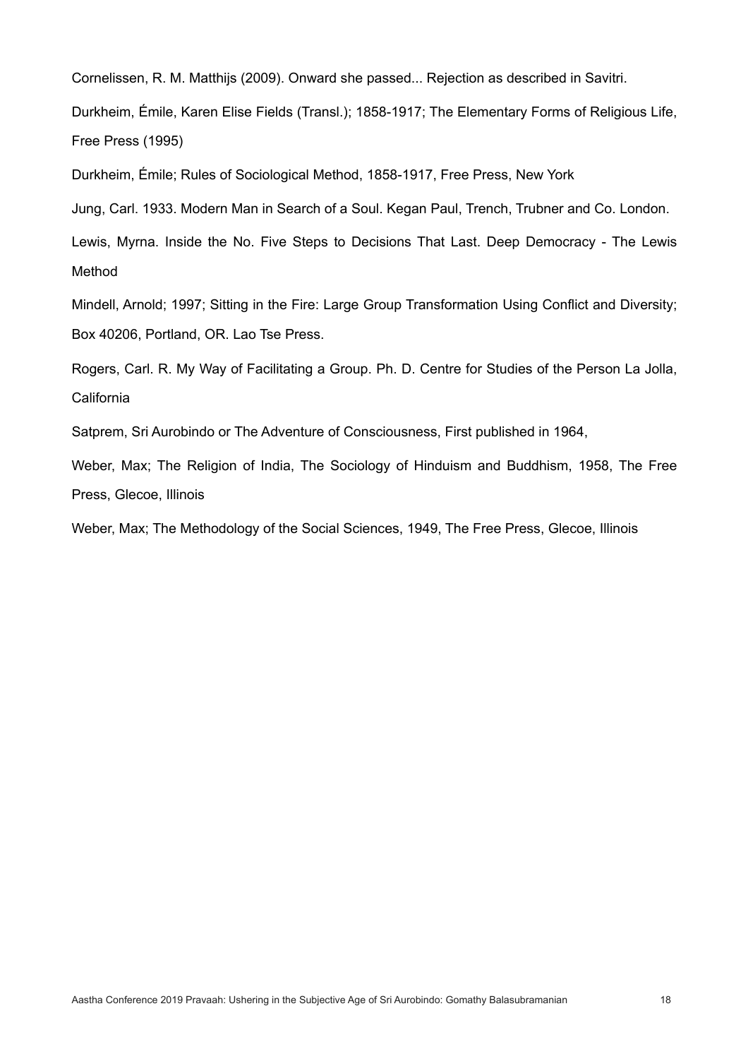Cornelissen, R. M. Matthijs (2009). Onward she passed... Rejection as described in Savitri.

Durkheim, Émile, Karen Elise Fields (Transl.); 1858-1917; The Elementary Forms of Religious Life, Free Press (1995)

Durkheim, Émile; Rules of Sociological Method, 1858-1917, Free Press, New York

Jung, Carl. 1933. Modern Man in Search of a Soul. Kegan Paul, Trench, Trubner and Co. London.

Lewis, Myrna. Inside the No. Five Steps to Decisions That Last. Deep Democracy - The Lewis Method

Mindell, Arnold; 1997; Sitting in the Fire: Large Group Transformation Using Conflict and Diversity; Box 40206, Portland, OR. Lao Tse Press.

Rogers, Carl. R. My Way of Facilitating a Group. Ph. D. Centre for Studies of the Person La Jolla, California

Satprem, Sri Aurobindo or The Adventure of Consciousness, First published in 1964,

Weber, Max; The Religion of India, The Sociology of Hinduism and Buddhism, 1958, The Free Press, Glecoe, Illinois

Weber, Max; The Methodology of the Social Sciences, 1949, The Free Press, Glecoe, Illinois